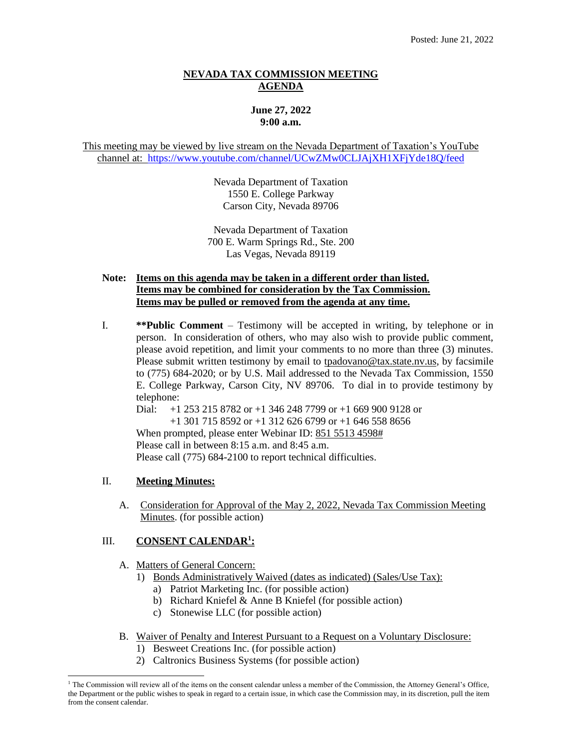Posted: June 21, 2022

# NEVADA TAX COMMISSION MEETING AGENDA

**June 27, 2022**
**9:00 a.m.**

This meeting may be viewed by live stream on the Nevada Department of Taxation's YouTube channel at: https://www.youtube.com/channel/UCwZMw0CLJAjXH1XFjYde18Q/feed

Nevada Department of Taxation
1550 E. College Parkway
Carson City, Nevada 89706

Nevada Department of Taxation
700 E. Warm Springs Rd., Ste. 200
Las Vegas, Nevada 89119

**Note: Items on this agenda may be taken in a different order than listed. Items may be combined for consideration by the Tax Commission. Items may be pulled or removed from the agenda at any time.**

I. **\*\*Public Comment** – Testimony will be accepted in writing, by telephone or in person. In consideration of others, who may also wish to provide public comment, please avoid repetition, and limit your comments to no more than three (3) minutes. Please submit written testimony by email to tpadovano@tax.state.nv.us, by facsimile to (775) 684-2020; or by U.S. Mail addressed to the Nevada Tax Commission, 1550 E. College Parkway, Carson City, NV 89706. To dial in to provide testimony by telephone:
Dial: +1 253 215 8782 or +1 346 248 7799 or +1 669 900 9128 or
+1 301 715 8592 or +1 312 626 6799 or +1 646 558 8656
When prompted, please enter Webinar ID: 851 5513 4598#
Please call in between 8:15 a.m. and 8:45 a.m.
Please call (775) 684-2100 to report technical difficulties.

II. **Meeting Minutes:**

A. Consideration for Approval of the May 2, 2022, Nevada Tax Commission Meeting Minutes. (for possible action)

III. **CONSENT CALENDAR[1]:**

A. Matters of General Concern:
  1) Bonds Administratively Waived (dates as indicated) (Sales/Use Tax):
    a) Patriot Marketing Inc. (for possible action)
    b) Richard Kniefel & Anne B Kniefel (for possible action)
    c) Stonewise LLC (for possible action)

B. Waiver of Penalty and Interest Pursuant to a Request on a Voluntary Disclosure:
  1) Besweet Creations Inc. (for possible action)
  2) Caltronics Business Systems (for possible action)

[1] The Commission will review all of the items on the consent calendar unless a member of the Commission, the Attorney General's Office, the Department or the public wishes to speak in regard to a certain issue, in which case the Commission may, in its discretion, pull the item from the consent calendar.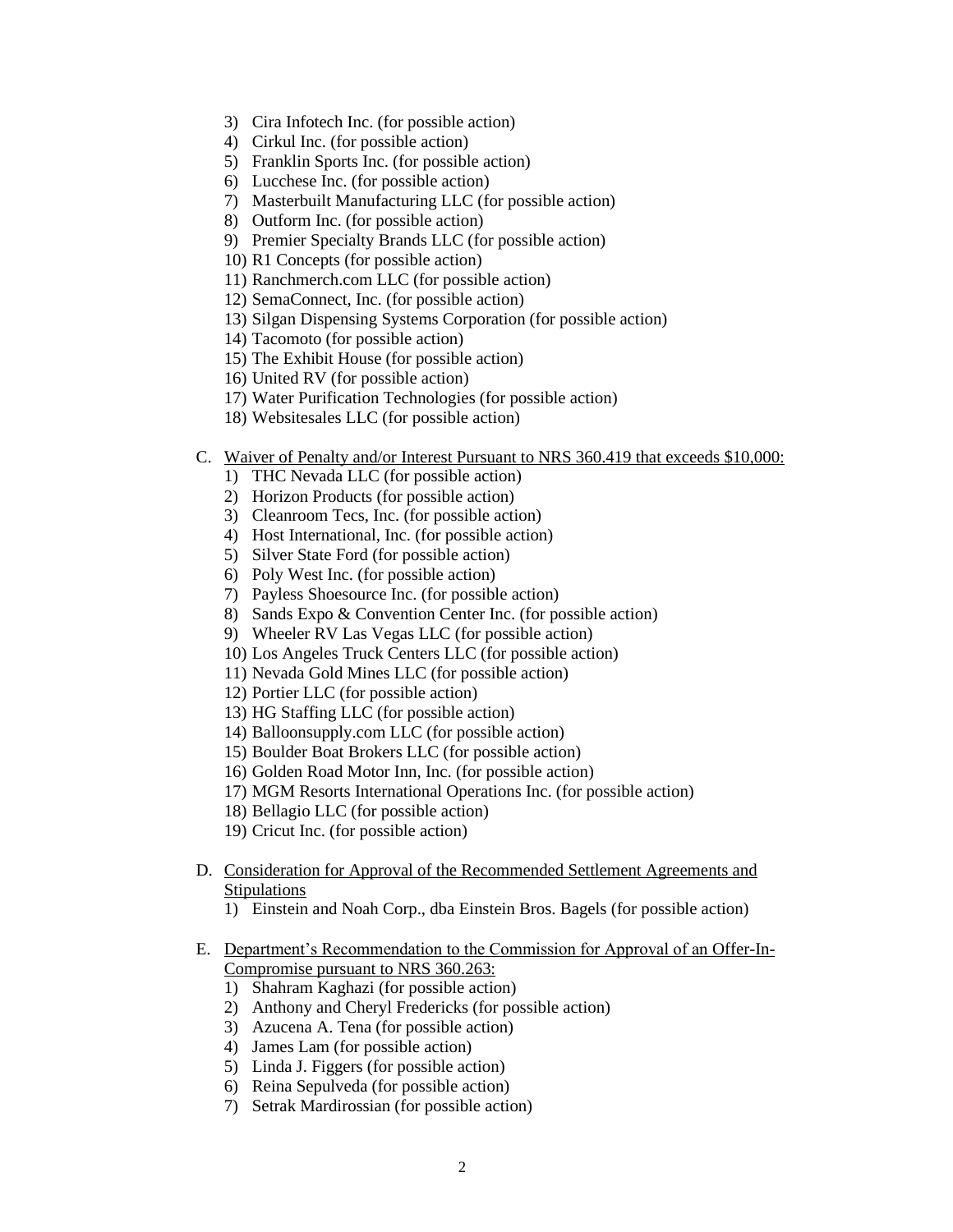3) Cira Infotech Inc. (for possible action)
4) Cirkul Inc. (for possible action)
5) Franklin Sports Inc. (for possible action)
6) Lucchese Inc. (for possible action)
7) Masterbuilt Manufacturing LLC (for possible action)
8) Outform Inc. (for possible action)
9) Premier Specialty Brands LLC (for possible action)
10) R1 Concepts (for possible action)
11) Ranchmerch.com LLC (for possible action)
12) SemaConnect, Inc. (for possible action)
13) Silgan Dispensing Systems Corporation (for possible action)
14) Tacomoto (for possible action)
15) The Exhibit House (for possible action)
16) United RV (for possible action)
17) Water Purification Technologies (for possible action)
18) Websitesales LLC (for possible action)

C. Waiver of Penalty and/or Interest Pursuant to NRS 360.419 that exceeds $10,000:
   1) THC Nevada LLC (for possible action)
   2) Horizon Products (for possible action)
   3) Cleanroom Tecs, Inc. (for possible action)
   4) Host International, Inc. (for possible action)
   5) Silver State Ford (for possible action)
   6) Poly West Inc. (for possible action)
   7) Payless Shoesource Inc. (for possible action)
   8) Sands Expo & Convention Center Inc. (for possible action)
   9) Wheeler RV Las Vegas LLC (for possible action)
   10) Los Angeles Truck Centers LLC (for possible action)
   11) Nevada Gold Mines LLC (for possible action)
   12) Portier LLC (for possible action)
   13) HG Staffing LLC (for possible action)
   14) Balloonsupply.com LLC (for possible action)
   15) Boulder Boat Brokers LLC (for possible action)
   16) Golden Road Motor Inn, Inc. (for possible action)
   17) MGM Resorts International Operations Inc. (for possible action)
   18) Bellagio LLC (for possible action)
   19) Cricut Inc. (for possible action)

D. Consideration for Approval of the Recommended Settlement Agreements and Stipulations
   1) Einstein and Noah Corp., dba Einstein Bros. Bagels (for possible action)

E. Department's Recommendation to the Commission for Approval of an Offer-In-Compromise pursuant to NRS 360.263:
   1) Shahram Kaghazi (for possible action)
   2) Anthony and Cheryl Fredericks (for possible action)
   3) Azucena A. Tena (for possible action)
   4) James Lam (for possible action)
   5) Linda J. Figgers (for possible action)
   6) Reina Sepulveda (for possible action)
   7) Setrak Mardirossian (for possible action)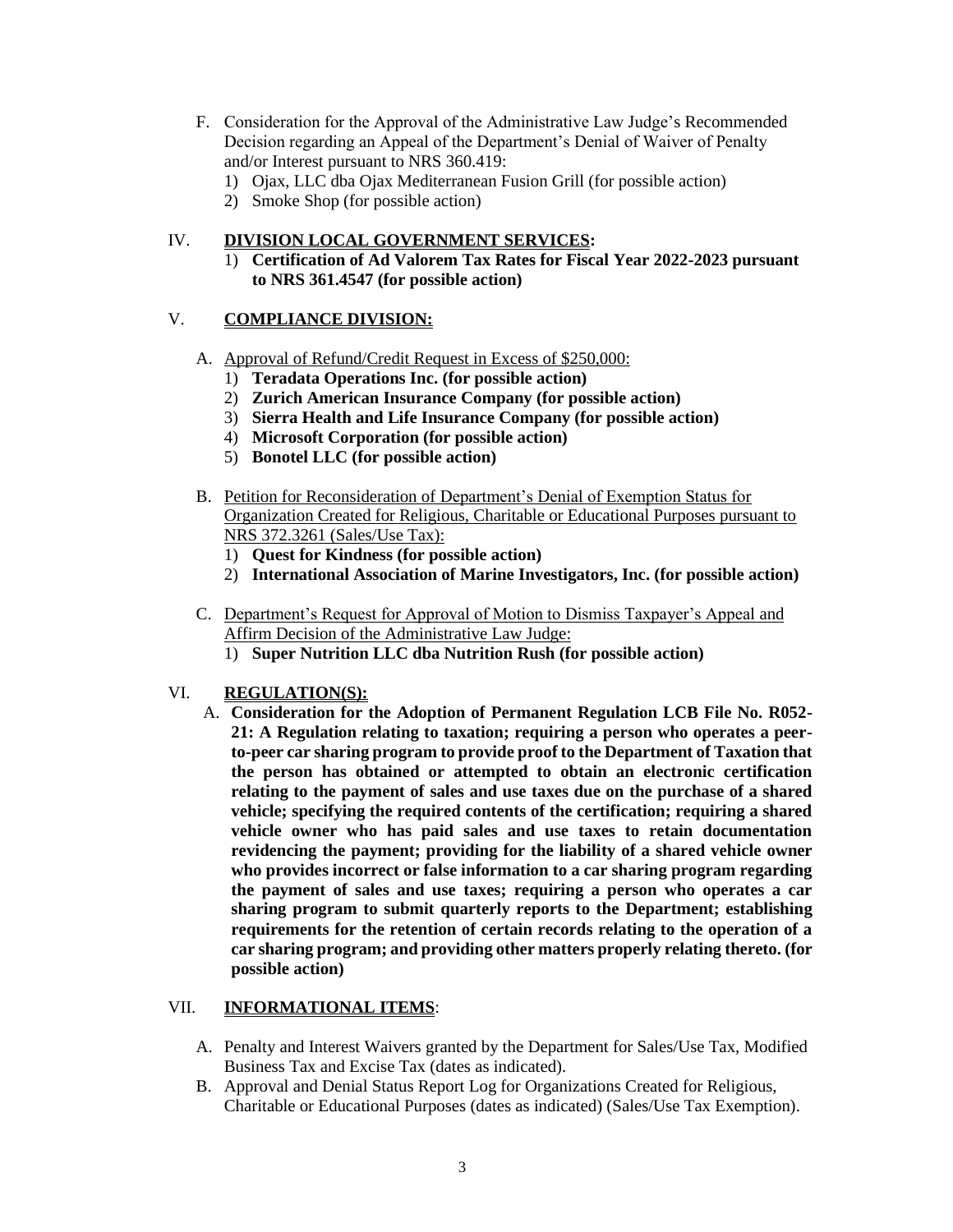F. Consideration for the Approval of the Administrative Law Judge's Recommended Decision regarding an Appeal of the Department's Denial of Waiver of Penalty and/or Interest pursuant to NRS 360.419:
   1) Ojax, LLC dba Ojax Mediterranean Fusion Grill (for possible action)
   2) Smoke Shop (for possible action)

IV. **DIVISION LOCAL GOVERNMENT SERVICES:**

   1) **Certification of Ad Valorem Tax Rates for Fiscal Year 2022-2023 pursuant to NRS 361.4547 (for possible action)**

V. **COMPLIANCE DIVISION:**

   A. Approval of Refund/Credit Request in Excess of $250,000:
      1) **Teradata Operations Inc. (for possible action)**
      2) **Zurich American Insurance Company (for possible action)**
      3) **Sierra Health and Life Insurance Company (for possible action)**
      4) **Microsoft Corporation (for possible action)**
      5) **Bonotel LLC (for possible action)**

   B. Petition for Reconsideration of Department's Denial of Exemption Status for Organization Created for Religious, Charitable or Educational Purposes pursuant to NRS 372.3261 (Sales/Use Tax):
      1) **Quest for Kindness (for possible action)**
      2) **International Association of Marine Investigators, Inc. (for possible action)**

   C. Department's Request for Approval of Motion to Dismiss Taxpayer's Appeal and Affirm Decision of the Administrative Law Judge:
      1) **Super Nutrition LLC dba Nutrition Rush (for possible action)**

VI. **REGULATION(S):**

   A. **Consideration for the Adoption of Permanent Regulation LCB File No. R052-21: A Regulation relating to taxation; requiring a person who operates a peer-to-peer car sharing program to provide proof to the Department of Taxation that the person has obtained or attempted to obtain an electronic certification relating to the payment of sales and use taxes due on the purchase of a shared vehicle; specifying the required contents of the certification; requiring a shared vehicle owner who has paid sales and use taxes to retain documentation revidencing the payment; providing for the liability of a shared vehicle owner who provides incorrect or false information to a car sharing program regarding the payment of sales and use taxes; requiring a person who operates a car sharing program to submit quarterly reports to the Department; establishing requirements for the retention of certain records relating to the operation of a car sharing program; and providing other matters properly relating thereto. (for possible action)**

VII. **INFORMATIONAL ITEMS**:

   A. Penalty and Interest Waivers granted by the Department for Sales/Use Tax, Modified Business Tax and Excise Tax (dates as indicated).
   B. Approval and Denial Status Report Log for Organizations Created for Religious, Charitable or Educational Purposes (dates as indicated) (Sales/Use Tax Exemption).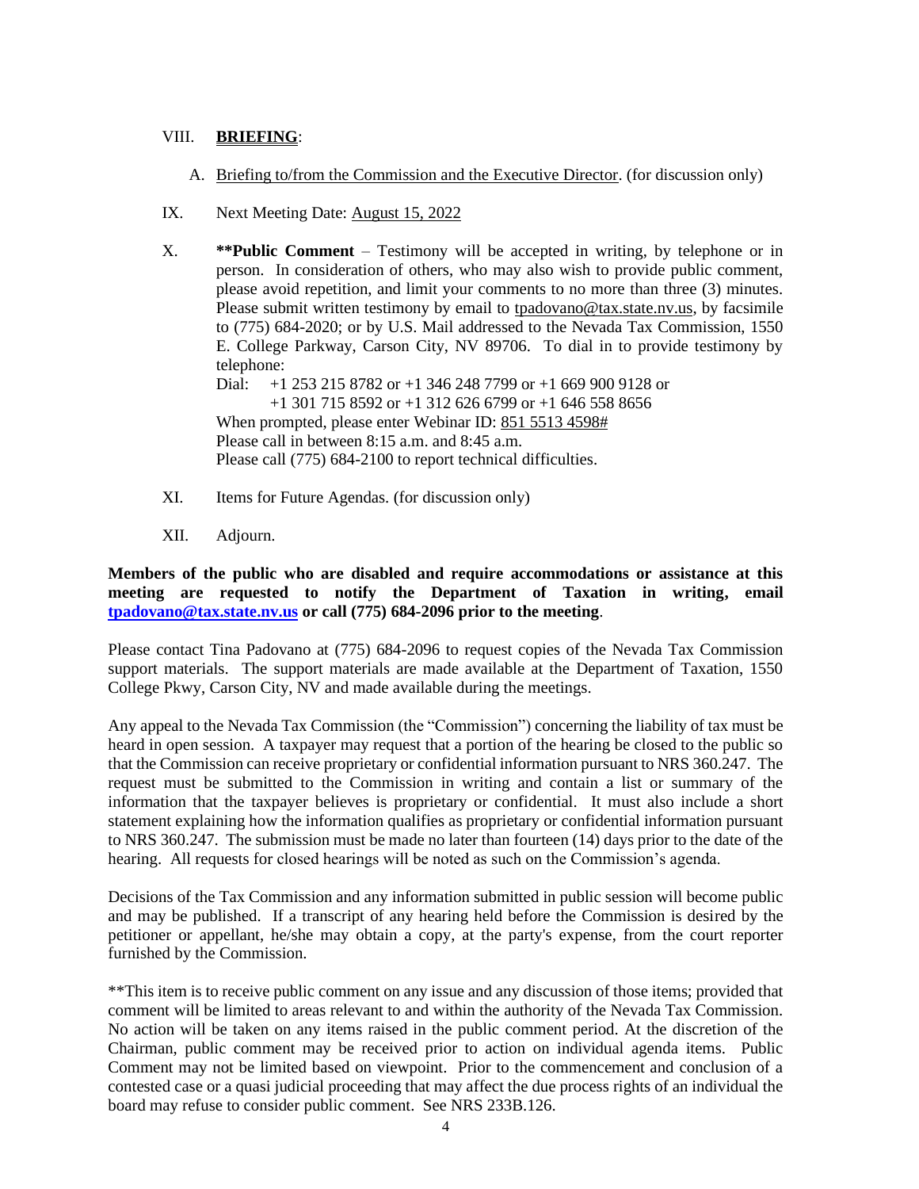VIII. **BRIEFING**:

A. Briefing to/from the Commission and the Executive Director. (for discussion only)

IX. Next Meeting Date: August 15, 2022

X. ****Public Comment** – Testimony will be accepted in writing, by telephone or in person. In consideration of others, who may also wish to provide public comment, please avoid repetition, and limit your comments to no more than three (3) minutes. Please submit written testimony by email to tpadovano@tax.state.nv.us, by facsimile to (775) 684-2020; or by U.S. Mail addressed to the Nevada Tax Commission, 1550 E. College Parkway, Carson City, NV 89706. To dial in to provide testimony by telephone:

Dial: +1 253 215 8782 or +1 346 248 7799 or +1 669 900 9128 or
+1 301 715 8592 or +1 312 626 6799 or +1 646 558 8656

When prompted, please enter Webinar ID: 851 5513 4598#
Please call in between 8:15 a.m. and 8:45 a.m.
Please call (775) 684-2100 to report technical difficulties.

XI. Items for Future Agendas. (for discussion only)

XII. Adjourn.

**Members of the public who are disabled and require accommodations or assistance at this meeting are requested to notify the Department of Taxation in writing, email tpadovano@tax.state.nv.us or call (775) 684-2096 prior to the meeting**.

Please contact Tina Padovano at (775) 684-2096 to request copies of the Nevada Tax Commission support materials. The support materials are made available at the Department of Taxation, 1550 College Pkwy, Carson City, NV and made available during the meetings.

Any appeal to the Nevada Tax Commission (the "Commission") concerning the liability of tax must be heard in open session. A taxpayer may request that a portion of the hearing be closed to the public so that the Commission can receive proprietary or confidential information pursuant to NRS 360.247. The request must be submitted to the Commission in writing and contain a list or summary of the information that the taxpayer believes is proprietary or confidential. It must also include a short statement explaining how the information qualifies as proprietary or confidential information pursuant to NRS 360.247. The submission must be made no later than fourteen (14) days prior to the date of the hearing. All requests for closed hearings will be noted as such on the Commission's agenda.

Decisions of the Tax Commission and any information submitted in public session will become public and may be published. If a transcript of any hearing held before the Commission is desired by the petitioner or appellant, he/she may obtain a copy, at the party's expense, from the court reporter furnished by the Commission.

**This item is to receive public comment on any issue and any discussion of those items; provided that comment will be limited to areas relevant to and within the authority of the Nevada Tax Commission. No action will be taken on any items raised in the public comment period. At the discretion of the Chairman, public comment may be received prior to action on individual agenda items. Public Comment may not be limited based on viewpoint. Prior to the commencement and conclusion of a contested case or a quasi judicial proceeding that may affect the due process rights of an individual the board may refuse to consider public comment. See NRS 233B.126.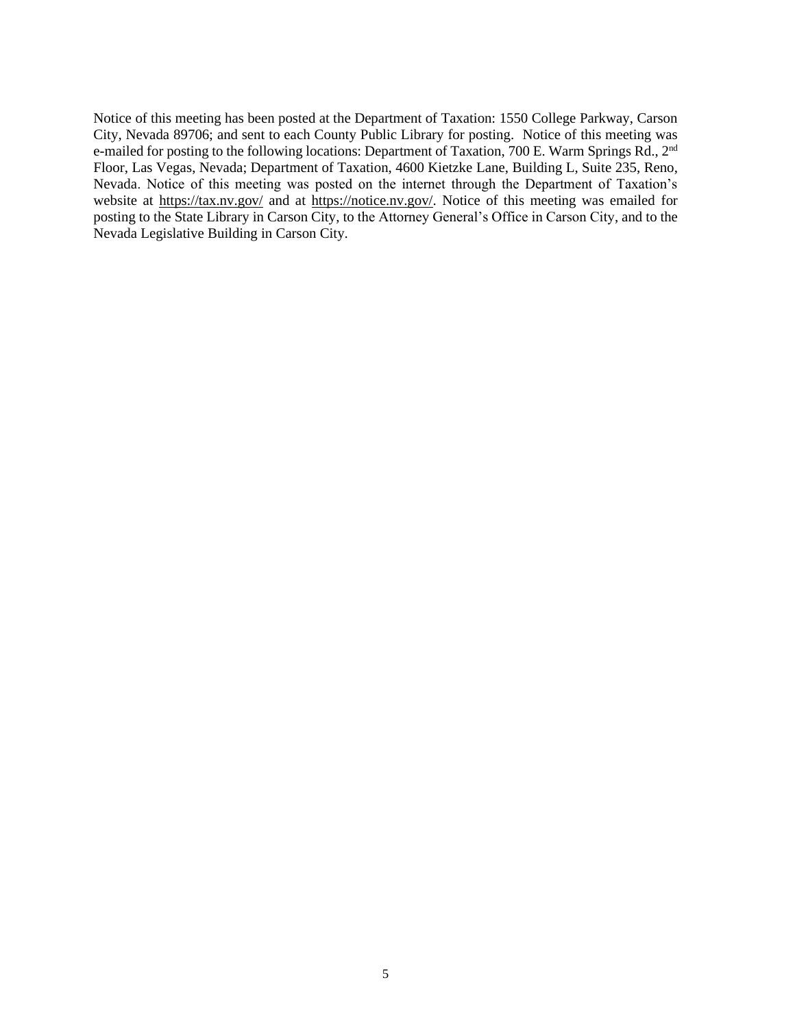Notice of this meeting has been posted at the Department of Taxation: 1550 College Parkway, Carson City, Nevada 89706; and sent to each County Public Library for posting. Notice of this meeting was e-mailed for posting to the following locations: Department of Taxation, 700 E. Warm Springs Rd., 2nd Floor, Las Vegas, Nevada; Department of Taxation, 4600 Kietzke Lane, Building L, Suite 235, Reno, Nevada. Notice of this meeting was posted on the internet through the Department of Taxation's website at https://tax.nv.gov/ and at https://notice.nv.gov/. Notice of this meeting was emailed for posting to the State Library in Carson City, to the Attorney General's Office in Carson City, and to the Nevada Legislative Building in Carson City.